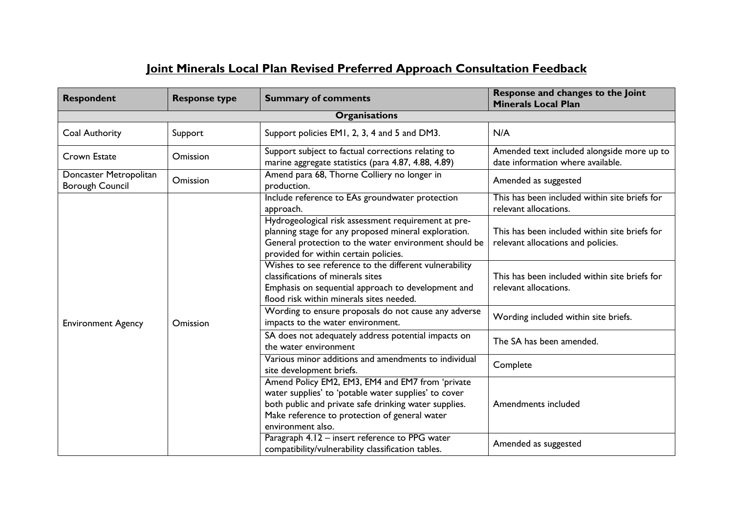# Joint Minerals Local Plan Revised Preferred Approach Consultation Feedback

| Respondent | Response type | Summary of comments | Response and changes to the Joint Minerals Local Plan |
|---|---|---|---|
| **Organisations** | | | |
| Coal Authority | Support | Support policies EM1, 2, 3, 4 and 5 and DM3. | N/A |
| Crown Estate | Omission | Support subject to factual corrections relating to marine aggregate statistics (para 4.87, 4.88, 4.89) | Amended text included alongside more up to date information where available. |
| Doncaster Metropolitan Borough Council | Omission | Amend para 68, Thorne Colliery no longer in production. | Amended as suggested |
| Environment Agency | Omission | Include reference to EAs groundwater protection approach. | This has been included within site briefs for relevant allocations. |
| | | Hydrogeological risk assessment requirement at pre-planning stage for any proposed mineral exploration. General protection to the water environment should be provided for within certain policies. | This has been included within site briefs for relevant allocations and policies. |
| | | Wishes to see reference to the different vulnerability classifications of minerals sites<br>Emphasis on sequential approach to development and flood risk within minerals sites needed. | This has been included within site briefs for relevant allocations. |
| | | Wording to ensure proposals do not cause any adverse impacts to the water environment. | Wording included within site briefs. |
| | | SA does not adequately address potential impacts on the water environment | The SA has been amended. |
| | | Various minor additions and amendments to individual site development briefs. | Complete |
| | | Amend Policy EM2, EM3, EM4 and EM7 from 'private water supplies' to 'potable water supplies' to cover both public and private safe drinking water supplies. Make reference to protection of general water environment also. | Amendments included |
| | | Paragraph 4.12 – insert reference to PPG water compatibility/vulnerability classification tables. | Amended as suggested |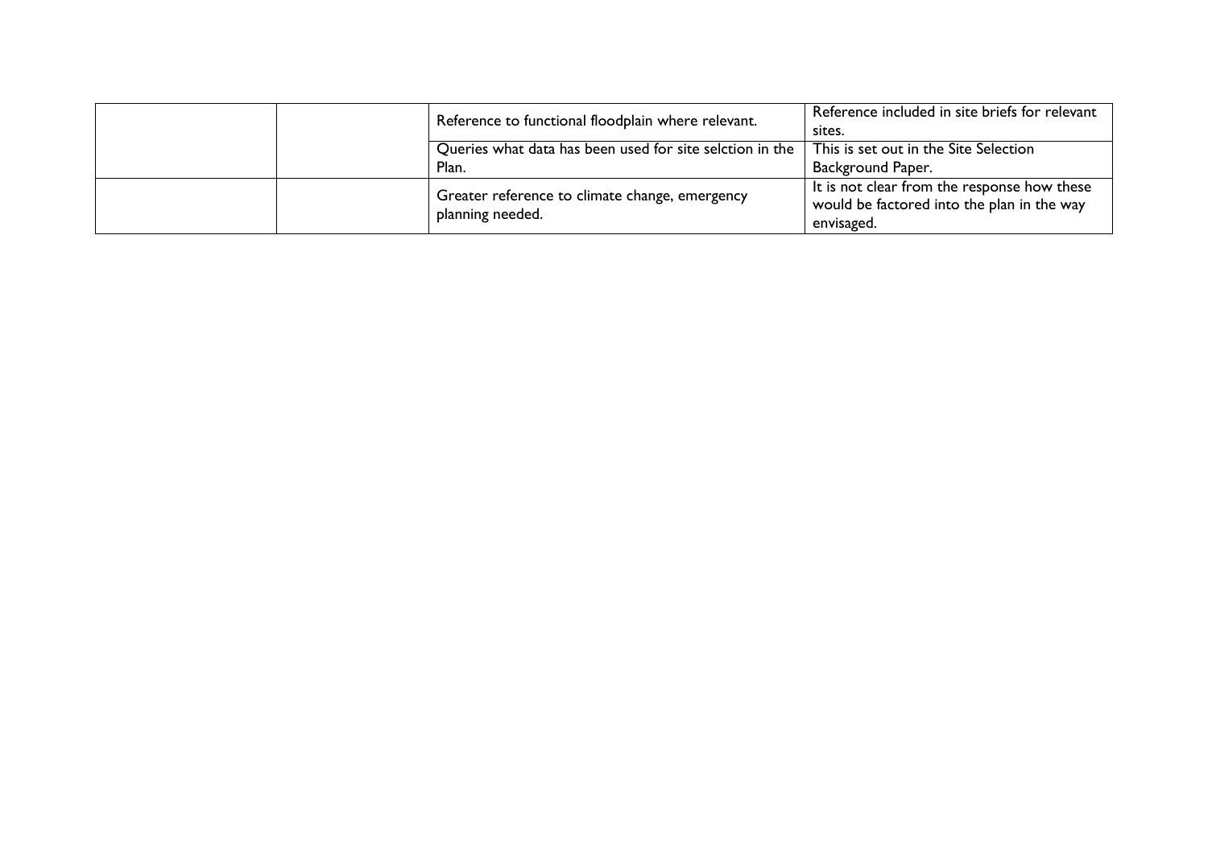| | | | |
|---|---|---|---|
| | | Reference to functional floodplain where relevant. | Reference included in site briefs for relevant sites. |
| | | Queries what data has been used for site selction in the Plan. | This is set out in the Site Selection Background Paper. |
| | | Greater reference to climate change, emergency planning needed. | It is not clear from the response how these would be factored into the plan in the way envisaged. |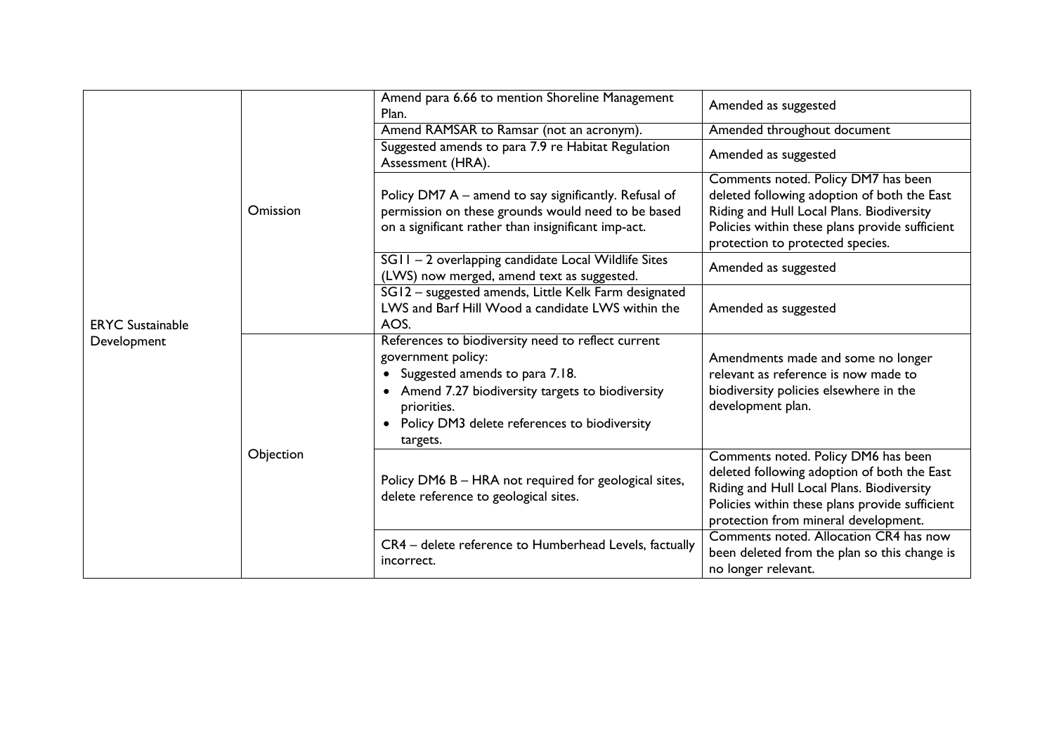| | | | |
|---|---|---|---|
| ERYC Sustainable Development | Omission | Amend para 6.66 to mention Shoreline Management Plan. | Amended as suggested |
| | | Amend RAMSAR to Ramsar (not an acronym). | Amended throughout document |
| | | Suggested amends to para 7.9 re Habitat Regulation Assessment (HRA). | Amended as suggested |
| | | Policy DM7 A – amend to say significantly. Refusal of permission on these grounds would need to be based on a significant rather than insignificant imp-act. | Comments noted. Policy DM7 has been deleted following adoption of both the East Riding and Hull Local Plans. Biodiversity Policies within these plans provide sufficient protection to protected species. |
| | | SG11 – 2 overlapping candidate Local Wildlife Sites (LWS) now merged, amend text as suggested. | Amended as suggested |
| | | SG12 – suggested amends, Little Kelk Farm designated LWS and Barf Hill Wood a candidate LWS within the AOS. | Amended as suggested |
| | Objection | References to biodiversity need to reflect current government policy:<br>• Suggested amends to para 7.18.<br>• Amend 7.27 biodiversity targets to biodiversity priorities.<br>• Policy DM3 delete references to biodiversity targets. | Amendments made and some no longer relevant as reference is now made to biodiversity policies elsewhere in the development plan. |
| | | Policy DM6 B – HRA not required for geological sites, delete reference to geological sites. | Comments noted. Policy DM6 has been deleted following adoption of both the East Riding and Hull Local Plans. Biodiversity Policies within these plans provide sufficient protection from mineral development. |
| | | CR4 – delete reference to Humberhead Levels, factually incorrect. | Comments noted. Allocation CR4 has now been deleted from the plan so this change is no longer relevant. |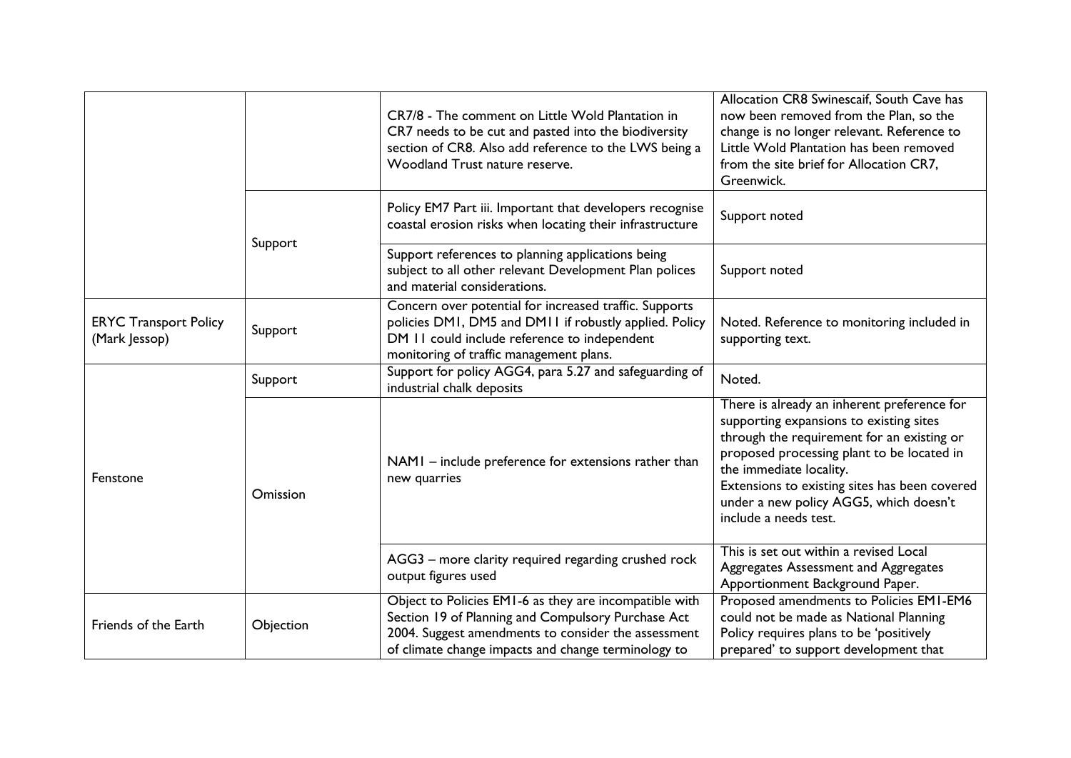| | | | |
|---|---|---|---|
| | | CR7/8 - The comment on Little Wold Plantation in CR7 needs to be cut and pasted into the biodiversity section of CR8. Also add reference to the LWS being a Woodland Trust nature reserve. | Allocation CR8 Swinescaif, South Cave has now been removed from the Plan, so the change is no longer relevant. Reference to Little Wold Plantation has been removed from the site brief for Allocation CR7, Greenwick. |
| | Support | Policy EM7 Part iii. Important that developers recognise coastal erosion risks when locating their infrastructure | Support noted |
| | | Support references to planning applications being subject to all other relevant Development Plan polices and material considerations. | Support noted |
| ERYC Transport Policy (Mark Jessop) | Support | Concern over potential for increased traffic. Supports policies DM1, DM5 and DM11 if robustly applied. Policy DM 11 could include reference to independent monitoring of traffic management plans. | Noted. Reference to monitoring included in supporting text. |
| Fenstone | Support | Support for policy AGG4, para 5.27 and safeguarding of industrial chalk deposits | Noted. |
| | Omission | NAM1 – include preference for extensions rather than new quarries | There is already an inherent preference for supporting expansions to existing sites through the requirement for an existing or proposed processing plant to be located in the immediate locality.<br>Extensions to existing sites has been covered under a new policy AGG5, which doesn't include a needs test. |
| | | AGG3 – more clarity required regarding crushed rock output figures used | This is set out within a revised Local Aggregates Assessment and Aggregates Apportionment Background Paper. |
| Friends of the Earth | Objection | Object to Policies EM1-6 as they are incompatible with Section 19 of Planning and Compulsory Purchase Act 2004. Suggest amendments to consider the assessment of climate change impacts and change terminology to | Proposed amendments to Policies EM1-EM6 could not be made as National Planning Policy requires plans to be 'positively prepared' to support development that |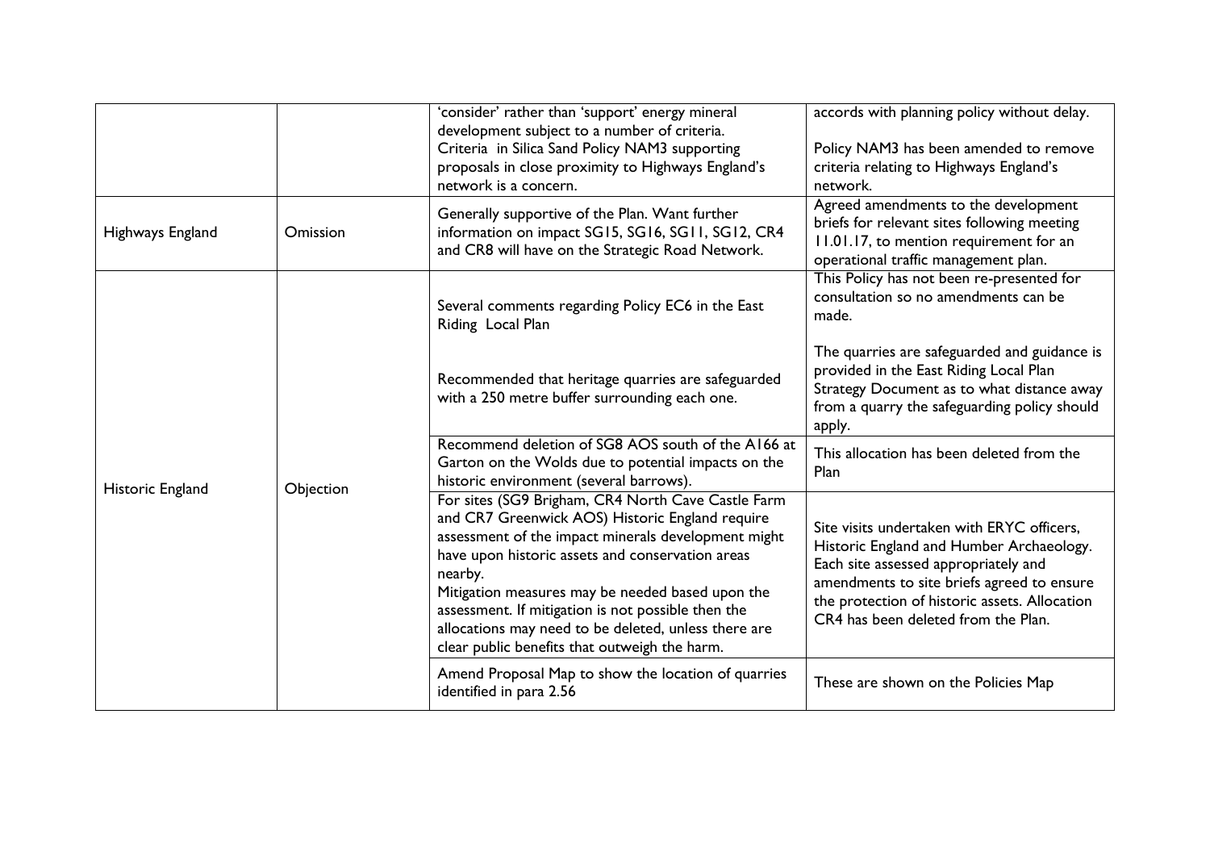| | | | |
|---|---|---|---|
| | | 'consider' rather than 'support' energy mineral development subject to a number of criteria. Criteria in Silica Sand Policy NAM3 supporting proposals in close proximity to Highways England's network is a concern. | accords with planning policy without delay. Policy NAM3 has been amended to remove criteria relating to Highways England's network. |
| Highways England | Omission | Generally supportive of the Plan. Want further information on impact SG15, SG16, SG11, SG12, CR4 and CR8 will have on the Strategic Road Network. | Agreed amendments to the development briefs for relevant sites following meeting 11.01.17, to mention requirement for an operational traffic management plan. |
| Historic England | Objection | Several comments regarding Policy EC6 in the East Riding Local Plan<br><br>Recommended that heritage quarries are safeguarded with a 250 metre buffer surrounding each one. | This Policy has not been re-presented for consultation so no amendments can be made.<br><br>The quarries are safeguarded and guidance is provided in the East Riding Local Plan Strategy Document as to what distance away from a quarry the safeguarding policy should apply. |
| | | Recommend deletion of SG8 AOS south of the A166 at Garton on the Wolds due to potential impacts on the historic environment (several barrows). | This allocation has been deleted from the Plan |
| | | For sites (SG9 Brigham, CR4 North Cave Castle Farm and CR7 Greenwick AOS) Historic England require assessment of the impact minerals development might have upon historic assets and conservation areas nearby.<br>Mitigation measures may be needed based upon the assessment. If mitigation is not possible then the allocations may need to be deleted, unless there are clear public benefits that outweigh the harm. | Site visits undertaken with ERYC officers, Historic England and Humber Archaeology. Each site assessed appropriately and amendments to site briefs agreed to ensure the protection of historic assets. Allocation CR4 has been deleted from the Plan. |
| | | Amend Proposal Map to show the location of quarries identified in para 2.56 | These are shown on the Policies Map |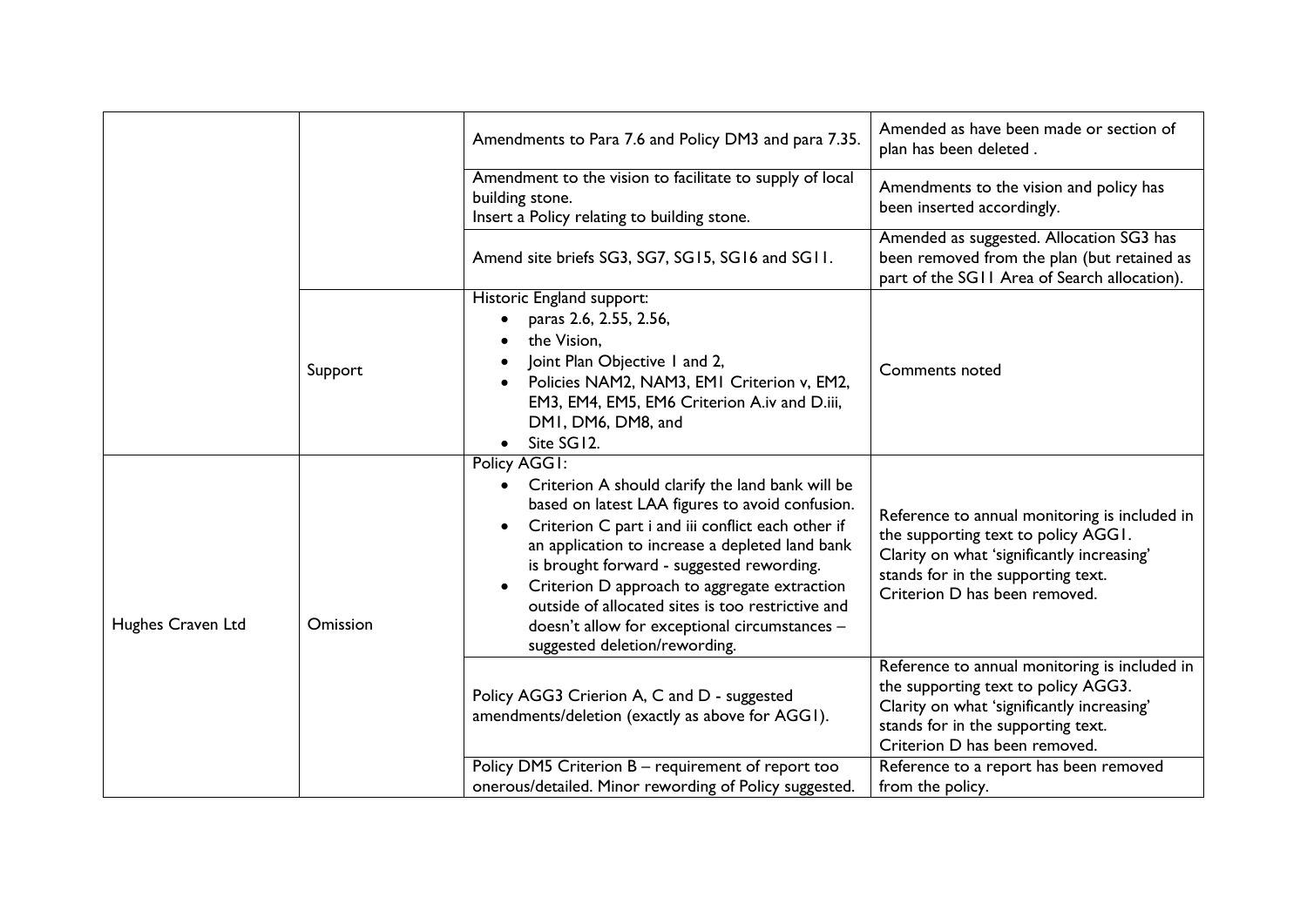| | | | |
|---|---|---|---|
| | | Amendments to Para 7.6 and Policy DM3 and para 7.35. | Amended as have been made or section of plan has been deleted . |
| | | Amendment to the vision to facilitate to supply of local building stone.<br>Insert a Policy relating to building stone. | Amendments to the vision and policy has been inserted accordingly. |
| | | Amend site briefs SG3, SG7, SG15, SG16 and SG11. | Amended as suggested. Allocation SG3 has been removed from the plan (but retained as part of the SG11 Area of Search allocation). |
| | Support | Historic England support:<br>• paras 2.6, 2.55, 2.56,<br>• the Vision,<br>• Joint Plan Objective 1 and 2,<br>• Policies NAM2, NAM3, EM1 Criterion v, EM2, EM3, EM4, EM5, EM6 Criterion A.iv and D.iii, DM1, DM6, DM8, and<br>• Site SG12. | Comments noted |
| Hughes Craven Ltd | Omission | Policy AGG1:<br>• Criterion A should clarify the land bank will be based on latest LAA figures to avoid confusion.<br>• Criterion C part i and iii conflict each other if an application to increase a depleted land bank is brought forward - suggested rewording.<br>• Criterion D approach to aggregate extraction outside of allocated sites is too restrictive and doesn't allow for exceptional circumstances – suggested deletion/rewording. | Reference to annual monitoring is included in the supporting text to policy AGG1.<br>Clarity on what 'significantly increasing' stands for in the supporting text.<br>Criterion D has been removed. |
| | | Policy AGG3 Crierion A, C and D - suggested amendments/deletion (exactly as above for AGG1). | Reference to annual monitoring is included in the supporting text to policy AGG3.<br>Clarity on what 'significantly increasing' stands for in the supporting text.<br>Criterion D has been removed. |
| | | Policy DM5 Criterion B – requirement of report too onerous/detailed. Minor rewording of Policy suggested. | Reference to a report has been removed from the policy. |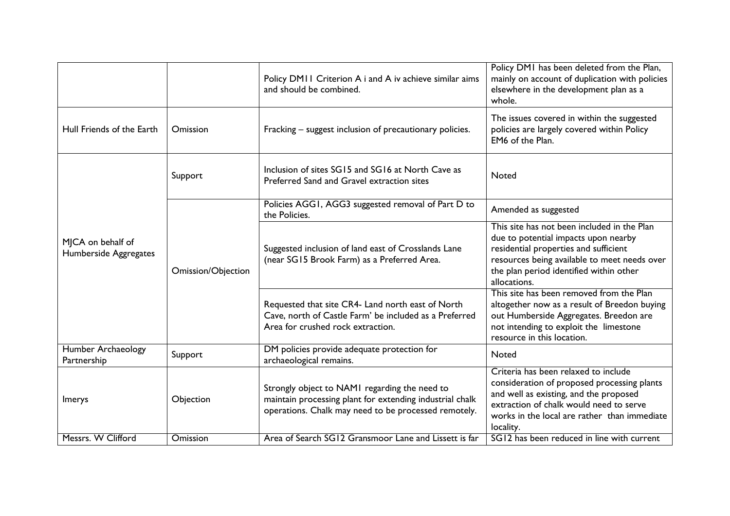| | | | |
|---|---|---|---|
| | | Policy DM11 Criterion A i and A iv achieve similar aims and should be combined. | Policy DM1 has been deleted from the Plan, mainly on account of duplication with policies elsewhere in the development plan as a whole. |
| Hull Friends of the Earth | Omission | Fracking – suggest inclusion of precautionary policies. | The issues covered in within the suggested policies are largely covered within Policy EM6 of the Plan. |
| MJCA on behalf of Humberside Aggregates | Support | Inclusion of sites SG15 and SG16 at North Cave as Preferred Sand and Gravel extraction sites | Noted |
| | Omission/Objection | Policies AGG1, AGG3 suggested removal of Part D to the Policies. | Amended as suggested |
| | | Suggested inclusion of land east of Crosslands Lane (near SG15 Brook Farm) as a Preferred Area. | This site has not been included in the Plan due to potential impacts upon nearby residential properties and sufficient resources being available to meet needs over the plan period identified within other allocations. |
| | | Requested that site CR4- Land north east of North Cave, north of Castle Farm' be included as a Preferred Area for crushed rock extraction. | This site has been removed from the Plan altogether now as a result of Breedon buying out Humberside Aggregates. Breedon are not intending to exploit the limestone resource in this location. |
| Humber Archaeology Partnership | Support | DM policies provide adequate protection for archaeological remains. | Noted |
| Imerys | Objection | Strongly object to NAM1 regarding the need to maintain processing plant for extending industrial chalk operations. Chalk may need to be processed remotely. | Criteria has been relaxed to include consideration of proposed processing plants and well as existing, and the proposed extraction of chalk would need to serve works in the local are rather than immediate locality. |
| Messrs. W Clifford | Omission | Area of Search SG12 Gransmoor Lane and Lissett is far | SG12 has been reduced in line with current |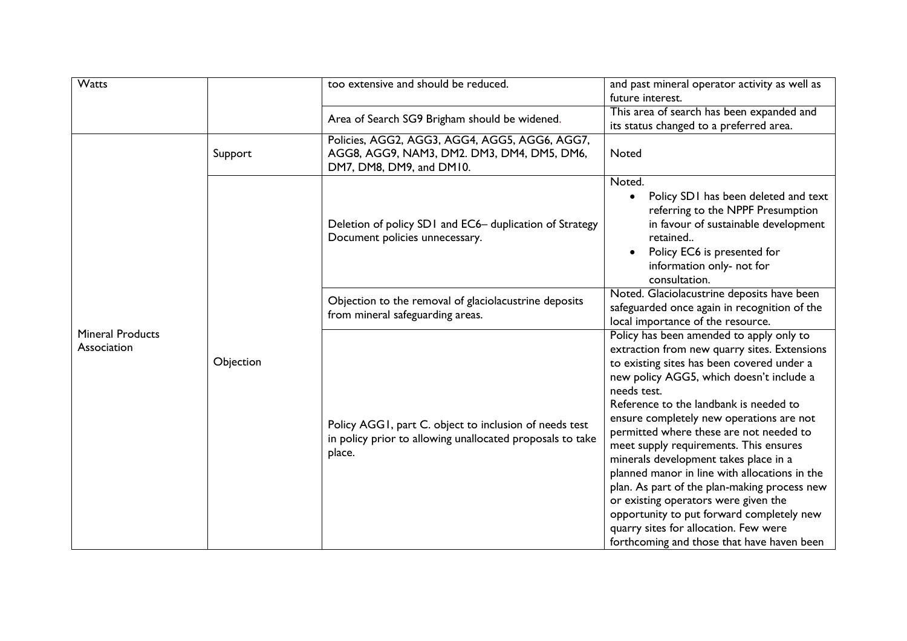| | | | |
|---|---|---|---|
| Watts | | too extensive and should be reduced. | and past mineral operator activity as well as future interest. |
| | | Area of Search SG9 Brigham should be widened. | This area of search has been expanded and its status changed to a preferred area. |
| Mineral Products Association | Support | Policies, AGG2, AGG3, AGG4, AGG5, AGG6, AGG7, AGG8, AGG9, NAM3, DM2. DM3, DM4, DM5, DM6, DM7, DM8, DM9, and DM10. | Noted |
| | Objection | Deletion of policy SD1 and EC6– duplication of Strategy Document policies unnecessary. | Noted.<br>• Policy SD1 has been deleted and text referring to the NPPF Presumption in favour of sustainable development retained..<br>• Policy EC6 is presented for information only- not for consultation. |
| | | Objection to the removal of glaciolacustrine deposits from mineral safeguarding areas. | Noted. Glaciolacustrine deposits have been safeguarded once again in recognition of the local importance of the resource. |
| | | Policy AGG1, part C. object to inclusion of needs test in policy prior to allowing unallocated proposals to take place. | Policy has been amended to apply only to extraction from new quarry sites. Extensions to existing sites has been covered under a new policy AGG5, which doesn't include a needs test.<br>Reference to the landbank is needed to ensure completely new operations are not permitted where these are not needed to meet supply requirements. This ensures minerals development takes place in a planned manor in line with allocations in the plan. As part of the plan-making process new or existing operators were given the opportunity to put forward completely new quarry sites for allocation. Few were forthcoming and those that have haven been |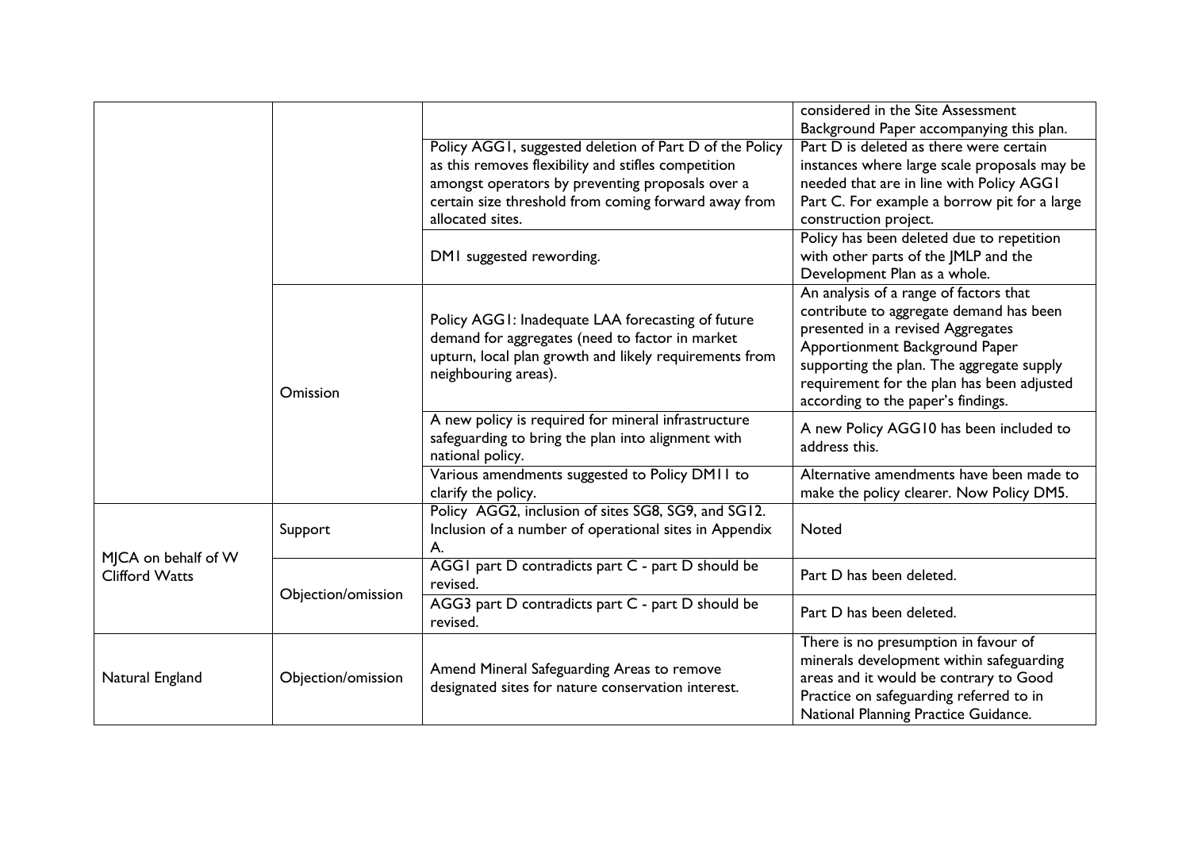| | | | |
|---|---|---|---|
| | | | considered in the Site Assessment Background Paper accompanying this plan. |
| | | Policy AGG1, suggested deletion of Part D of the Policy as this removes flexibility and stifles competition amongst operators by preventing proposals over a certain size threshold from coming forward away from allocated sites. | Part D is deleted as there were certain instances where large scale proposals may be needed that are in line with Policy AGG1 Part C. For example a borrow pit for a large construction project. |
| | | DM1 suggested rewording. | Policy has been deleted due to repetition with other parts of the JMLP and the Development Plan as a whole. |
| | Omission | Policy AGG1: Inadequate LAA forecasting of future demand for aggregates (need to factor in market upturn, local plan growth and likely requirements from neighbouring areas). | An analysis of a range of factors that contribute to aggregate demand has been presented in a revised Aggregates Apportionment Background Paper supporting the plan. The aggregate supply requirement for the plan has been adjusted according to the paper's findings. |
| | | A new policy is required for mineral infrastructure safeguarding to bring the plan into alignment with national policy. | A new Policy AGG10 has been included to address this. |
| | | Various amendments suggested to Policy DM11 to clarify the policy. | Alternative amendments have been made to make the policy clearer. Now Policy DM5. |
| MJCA on behalf of W Clifford Watts | Support | Policy AGG2, inclusion of sites SG8, SG9, and SG12. Inclusion of a number of operational sites in Appendix A. | Noted |
| | Objection/omission | AGG1 part D contradicts part C - part D should be revised. | Part D has been deleted. |
| | | AGG3 part D contradicts part C - part D should be revised. | Part D has been deleted. |
| Natural England | Objection/omission | Amend Mineral Safeguarding Areas to remove designated sites for nature conservation interest. | There is no presumption in favour of minerals development within safeguarding areas and it would be contrary to Good Practice on safeguarding referred to in National Planning Practice Guidance. |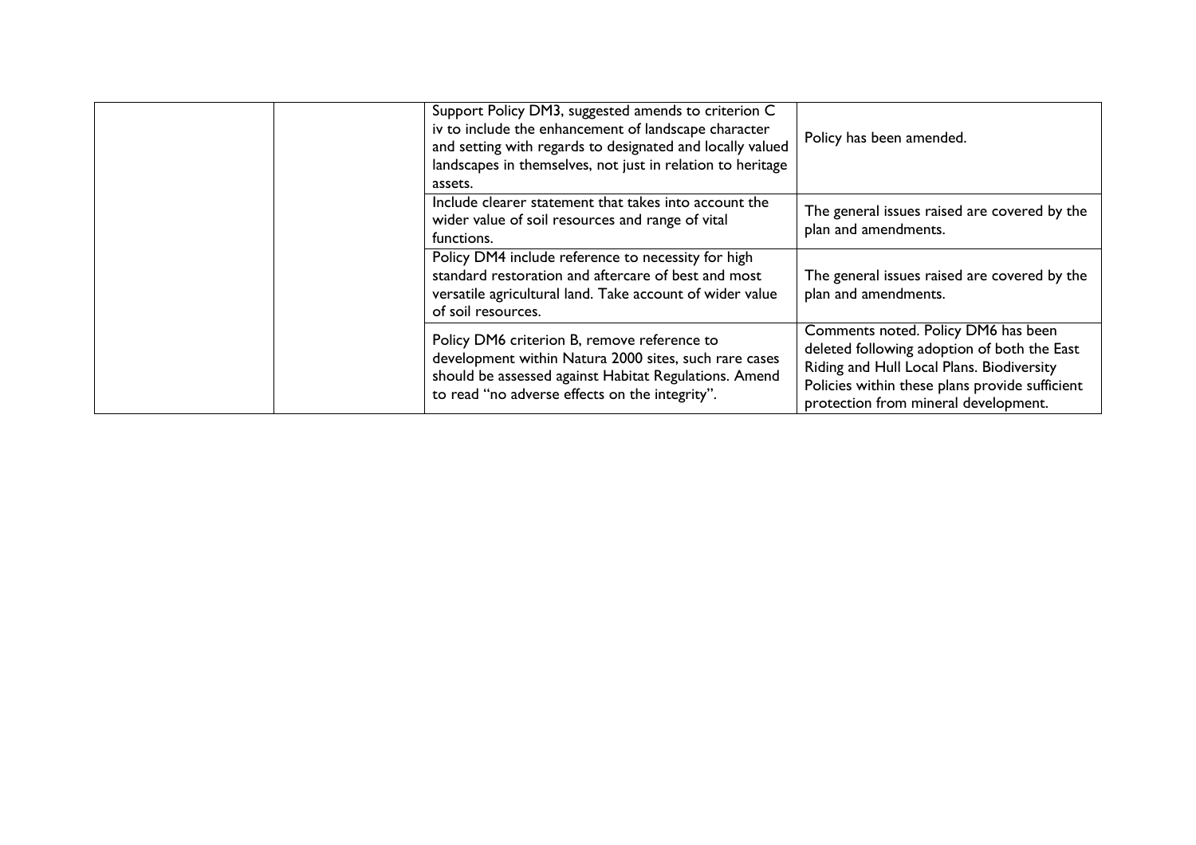| | | | |
|---|---|---|---|
| | | Support Policy DM3, suggested amends to criterion C iv to include the enhancement of landscape character and setting with regards to designated and locally valued landscapes in themselves, not just in relation to heritage assets. | Policy has been amended. |
| | | Include clearer statement that takes into account the wider value of soil resources and range of vital functions. | The general issues raised are covered by the plan and amendments. |
| | | Policy DM4 include reference to necessity for high standard restoration and aftercare of best and most versatile agricultural land. Take account of wider value of soil resources. | The general issues raised are covered by the plan and amendments. |
| | | Policy DM6 criterion B, remove reference to development within Natura 2000 sites, such rare cases should be assessed against Habitat Regulations. Amend to read "no adverse effects on the integrity". | Comments noted. Policy DM6 has been deleted following adoption of both the East Riding and Hull Local Plans. Biodiversity Policies within these plans provide sufficient protection from mineral development. |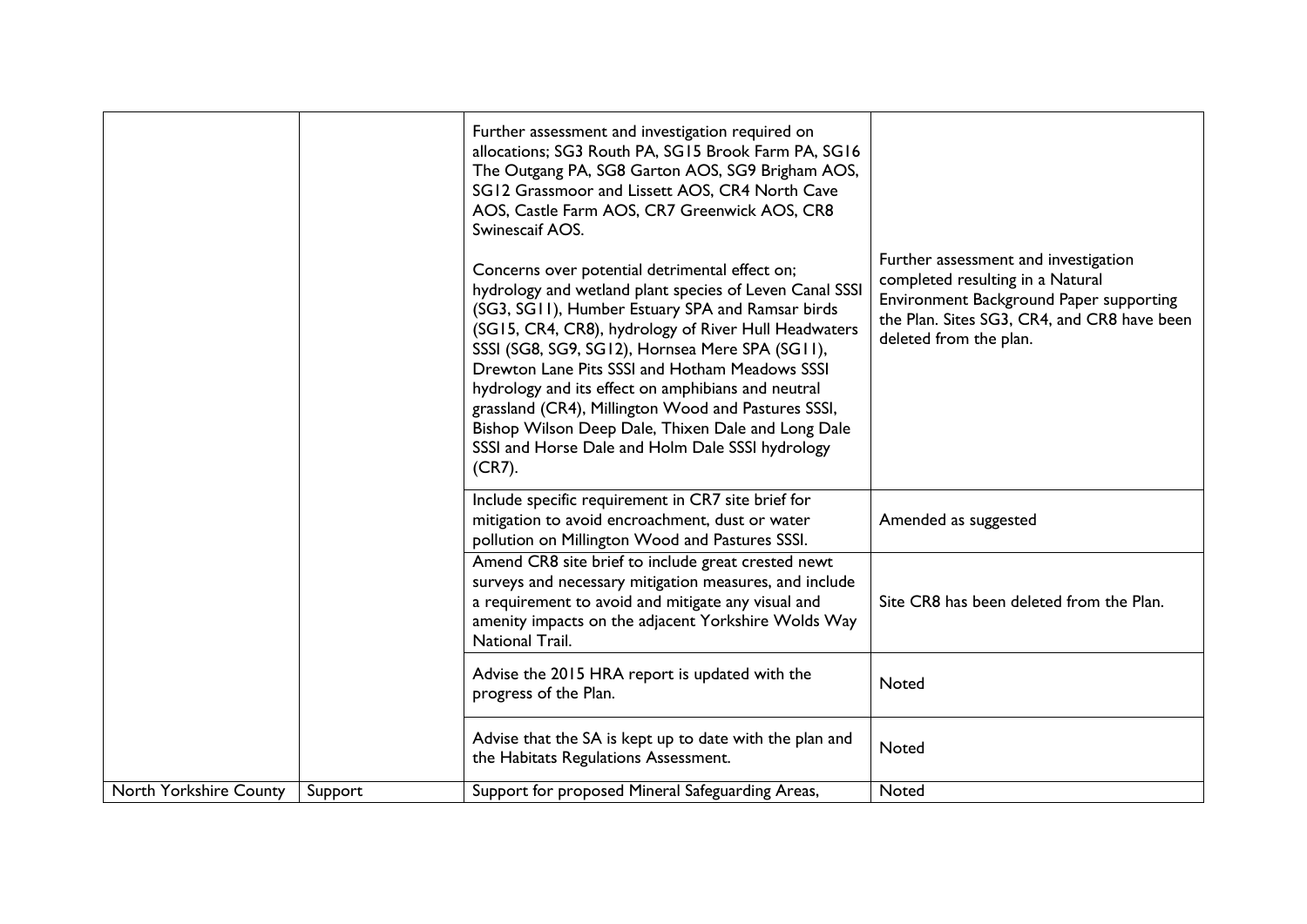| | | | |
|---|---|---|---|
| | | Further assessment and investigation required on allocations; SG3 Routh PA, SG15 Brook Farm PA, SG16 The Outgang PA, SG8 Garton AOS, SG9 Brigham AOS, SG12 Grassmoor and Lissett AOS, CR4 North Cave AOS, Castle Farm AOS, CR7 Greenwick AOS, CR8 Swinescaif AOS.<br><br>Concerns over potential detrimental effect on; hydrology and wetland plant species of Leven Canal SSSI (SG3, SG11), Humber Estuary SPA and Ramsar birds (SG15, CR4, CR8), hydrology of River Hull Headwaters SSSI (SG8, SG9, SG12), Hornsea Mere SPA (SG11), Drewton Lane Pits SSSI and Hotham Meadows SSSI hydrology and its effect on amphibians and neutral grassland (CR4), Millington Wood and Pastures SSSI, Bishop Wilson Deep Dale, Thixen Dale and Long Dale SSSI and Horse Dale and Holm Dale SSSI hydrology (CR7). | Further assessment and investigation completed resulting in a Natural Environment Background Paper supporting the Plan. Sites SG3, CR4, and CR8 have been deleted from the plan. |
| | | Include specific requirement in CR7 site brief for mitigation to avoid encroachment, dust or water pollution on Millington Wood and Pastures SSSI. | Amended as suggested |
| | | Amend CR8 site brief to include great crested newt surveys and necessary mitigation measures, and include a requirement to avoid and mitigate any visual and amenity impacts on the adjacent Yorkshire Wolds Way National Trail. | Site CR8 has been deleted from the Plan. |
| | | Advise the 2015 HRA report is updated with the progress of the Plan. | Noted |
| | | Advise that the SA is kept up to date with the plan and the Habitats Regulations Assessment. | Noted |
| North Yorkshire County | Support | Support for proposed Mineral Safeguarding Areas, | Noted |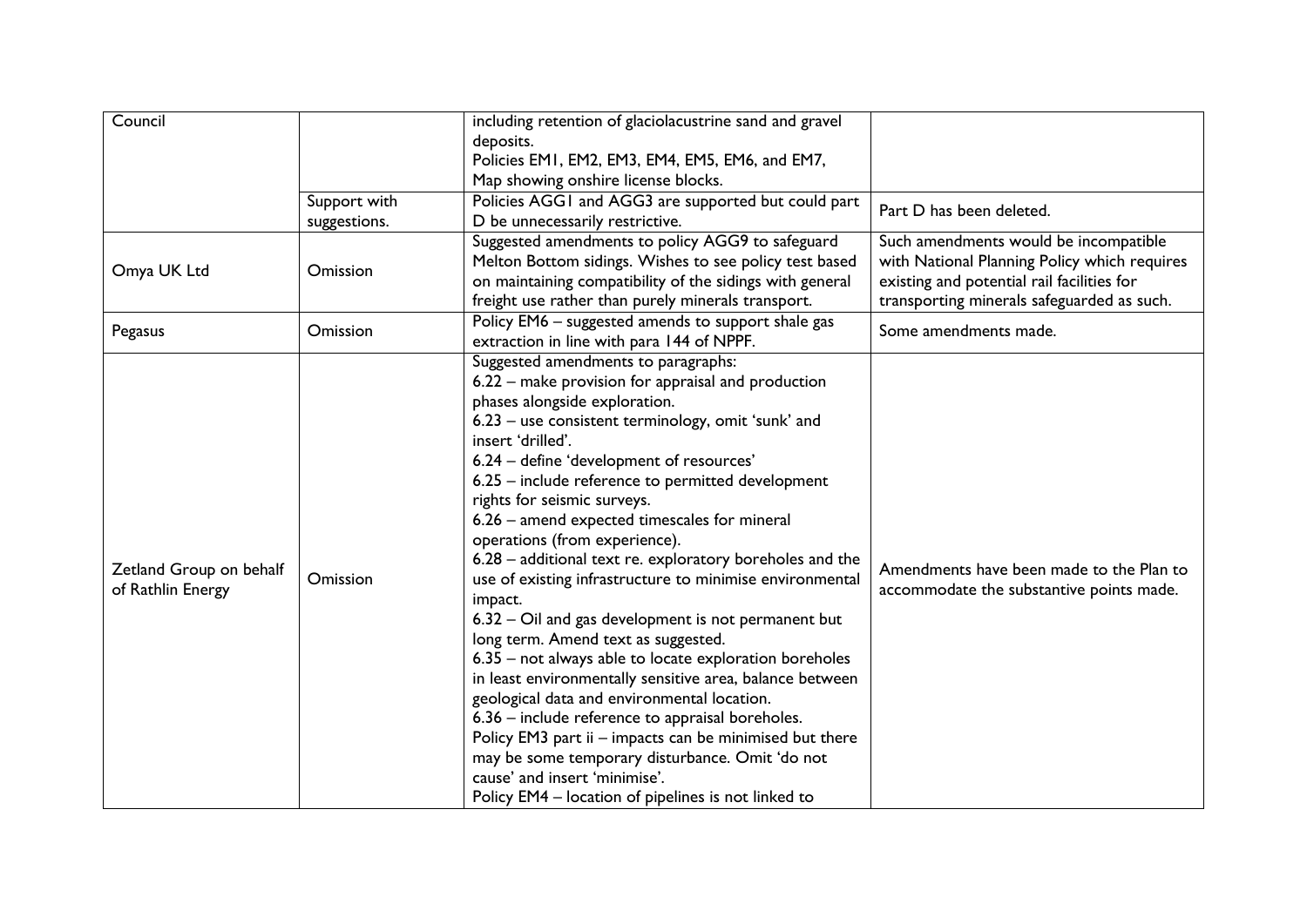| Council | | including retention of glaciolacustrine sand and gravel deposits.<br>Policies EM1, EM2, EM3, EM4, EM5, EM6, and EM7, Map showing onshire license blocks. | |
|---|---|---|---|
| | Support with suggestions. | Policies AGG1 and AGG3 are supported but could part D be unnecessarily restrictive. | Part D has been deleted. |
| Omya UK Ltd | Omission | Suggested amendments to policy AGG9 to safeguard Melton Bottom sidings. Wishes to see policy test based on maintaining compatibility of the sidings with general freight use rather than purely minerals transport. | Such amendments would be incompatible with National Planning Policy which requires existing and potential rail facilities for transporting minerals safeguarded as such. |
| Pegasus | Omission | Policy EM6 – suggested amends to support shale gas extraction in line with para 144 of NPPF. | Some amendments made. |
| Zetland Group on behalf of Rathlin Energy | Omission | Suggested amendments to paragraphs:<br>6.22 – make provision for appraisal and production phases alongside exploration.<br>6.23 – use consistent terminology, omit 'sunk' and insert 'drilled'.<br>6.24 – define 'development of resources'<br>6.25 – include reference to permitted development rights for seismic surveys.<br>6.26 – amend expected timescales for mineral operations (from experience).<br>6.28 – additional text re. exploratory boreholes and the use of existing infrastructure to minimise environmental impact.<br>6.32 – Oil and gas development is not permanent but long term. Amend text as suggested.<br>6.35 – not always able to locate exploration boreholes in least environmentally sensitive area, balance between geological data and environmental location.<br>6.36 – include reference to appraisal boreholes.<br>Policy EM3 part ii – impacts can be minimised but there may be some temporary disturbance. Omit 'do not cause' and insert 'minimise'.<br>Policy EM4 – location of pipelines is not linked to | Amendments have been made to the Plan to accommodate the substantive points made. |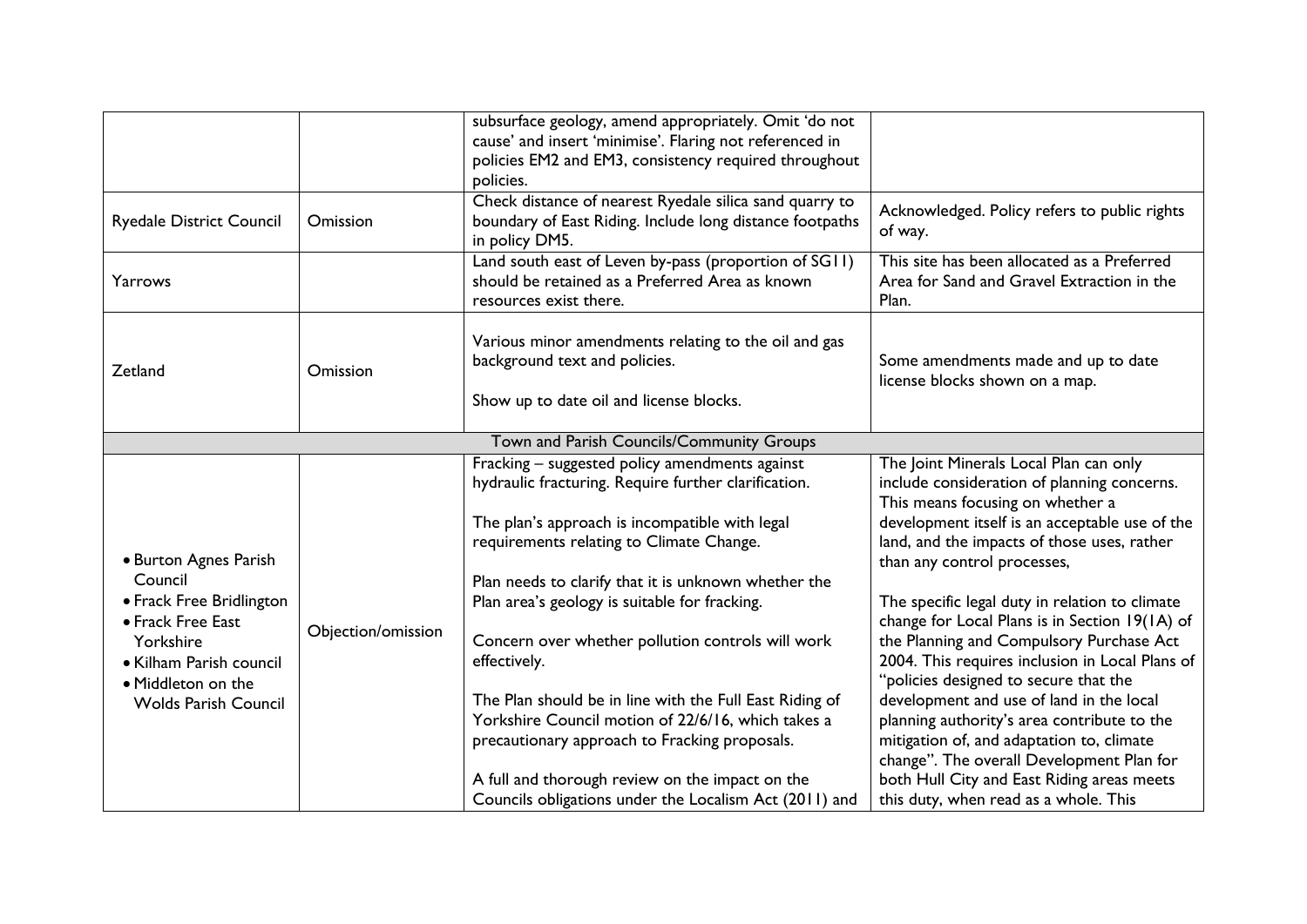| | | | |
|---|---|---|---|
| | | subsurface geology, amend appropriately. Omit 'do not cause' and insert 'minimise'. Flaring not referenced in policies EM2 and EM3, consistency required throughout policies. | |
| Ryedale District Council | Omission | Check distance of nearest Ryedale silica sand quarry to boundary of East Riding. Include long distance footpaths in policy DM5. | Acknowledged. Policy refers to public rights of way. |
| Yarrows | | Land south east of Leven by-pass (proportion of SG11) should be retained as a Preferred Area as known resources exist there. | This site has been allocated as a Preferred Area for Sand and Gravel Extraction in the Plan. |
| Zetland | Omission | Various minor amendments relating to the oil and gas background text and policies.<br><br>Show up to date oil and license blocks. | Some amendments made and up to date license blocks shown on a map. |
| Town and Parish Councils/Community Groups | | | |
| • Burton Agnes Parish Council<br>• Frack Free Bridlington<br>• Frack Free East Yorkshire<br>• Kilham Parish council<br>• Middleton on the Wolds Parish Council | Objection/omission | Fracking – suggested policy amendments against hydraulic fracturing. Require further clarification.<br><br>The plan's approach is incompatible with legal requirements relating to Climate Change.<br><br>Plan needs to clarify that it is unknown whether the Plan area's geology is suitable for fracking.<br><br>Concern over whether pollution controls will work effectively.<br><br>The Plan should be in line with the Full East Riding of Yorkshire Council motion of 22/6/16, which takes a precautionary approach to Fracking proposals.<br><br>A full and thorough review on the impact on the Councils obligations under the Localism Act (2011) and | The Joint Minerals Local Plan can only include consideration of planning concerns. This means focusing on whether a development itself is an acceptable use of the land, and the impacts of those uses, rather than any control processes,<br><br>The specific legal duty in relation to climate change for Local Plans is in Section 19(1A) of the Planning and Compulsory Purchase Act 2004. This requires inclusion in Local Plans of "policies designed to secure that the development and use of land in the local planning authority's area contribute to the mitigation of, and adaptation to, climate change". The overall Development Plan for both Hull City and East Riding areas meets this duty, when read as a whole. This |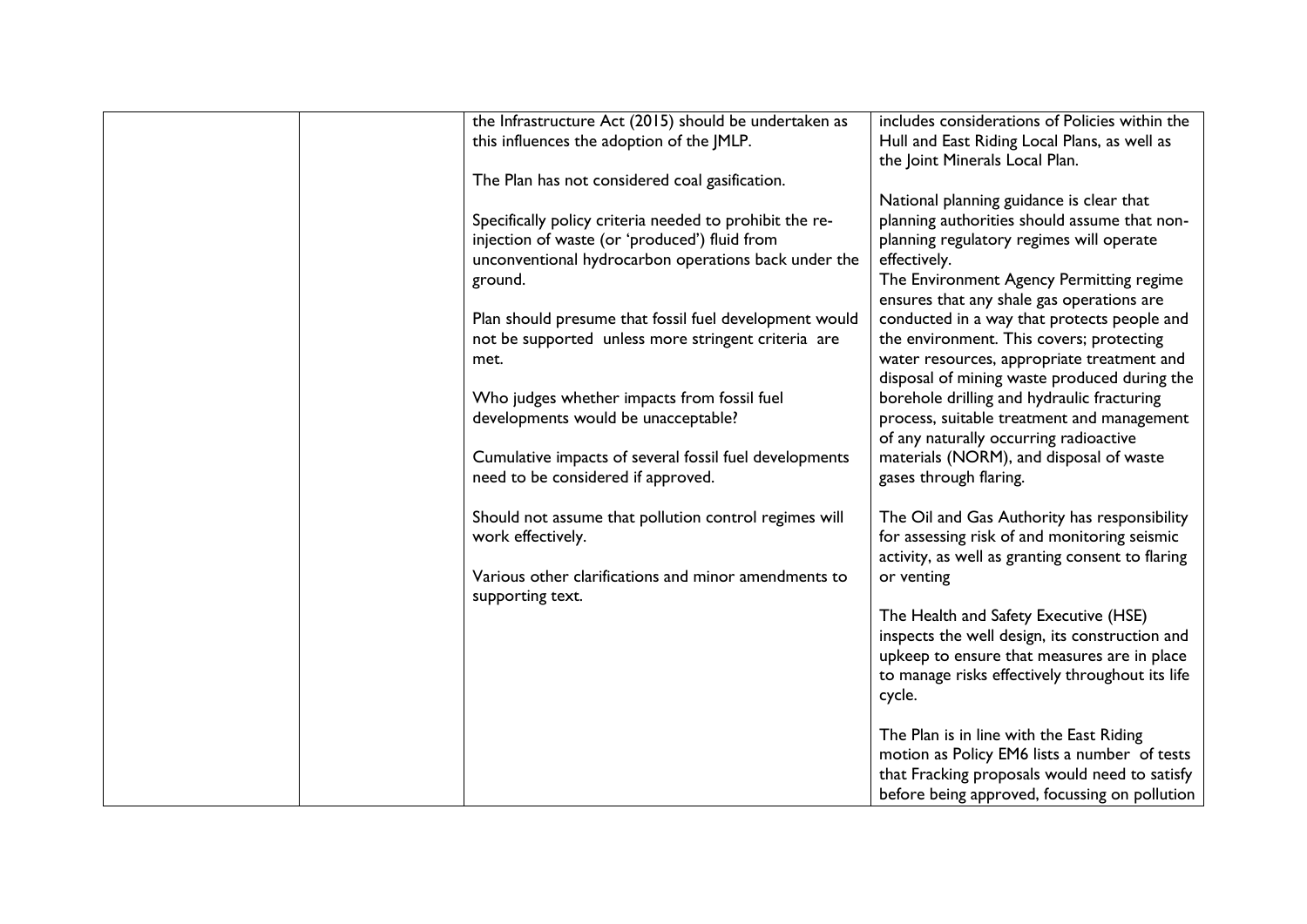| | | | |
|---|---|---|---|
| | | the Infrastructure Act (2015) should be undertaken as this influences the adoption of the JMLP.<br><br>The Plan has not considered coal gasification.<br><br>Specifically policy criteria needed to prohibit the re-injection of waste (or 'produced') fluid from unconventional hydrocarbon operations back under the ground.<br><br>Plan should presume that fossil fuel development would not be supported unless more stringent criteria are met.<br><br>Who judges whether impacts from fossil fuel developments would be unacceptable?<br><br>Cumulative impacts of several fossil fuel developments need to be considered if approved.<br><br>Should not assume that pollution control regimes will work effectively.<br><br>Various other clarifications and minor amendments to supporting text. | includes considerations of Policies within the Hull and East Riding Local Plans, as well as the Joint Minerals Local Plan.<br><br>National planning guidance is clear that planning authorities should assume that non-planning regulatory regimes will operate effectively.<br>The Environment Agency Permitting regime ensures that any shale gas operations are conducted in a way that protects people and the environment. This covers; protecting water resources, appropriate treatment and disposal of mining waste produced during the borehole drilling and hydraulic fracturing process, suitable treatment and management of any naturally occurring radioactive materials (NORM), and disposal of waste gases through flaring.<br><br>The Oil and Gas Authority has responsibility for assessing risk of and monitoring seismic activity, as well as granting consent to flaring or venting<br><br>The Health and Safety Executive (HSE) inspects the well design, its construction and upkeep to ensure that measures are in place to manage risks effectively throughout its life cycle.<br><br>The Plan is in line with the East Riding motion as Policy EM6 lists a number of tests that Fracking proposals would need to satisfy before being approved, focussing on pollution |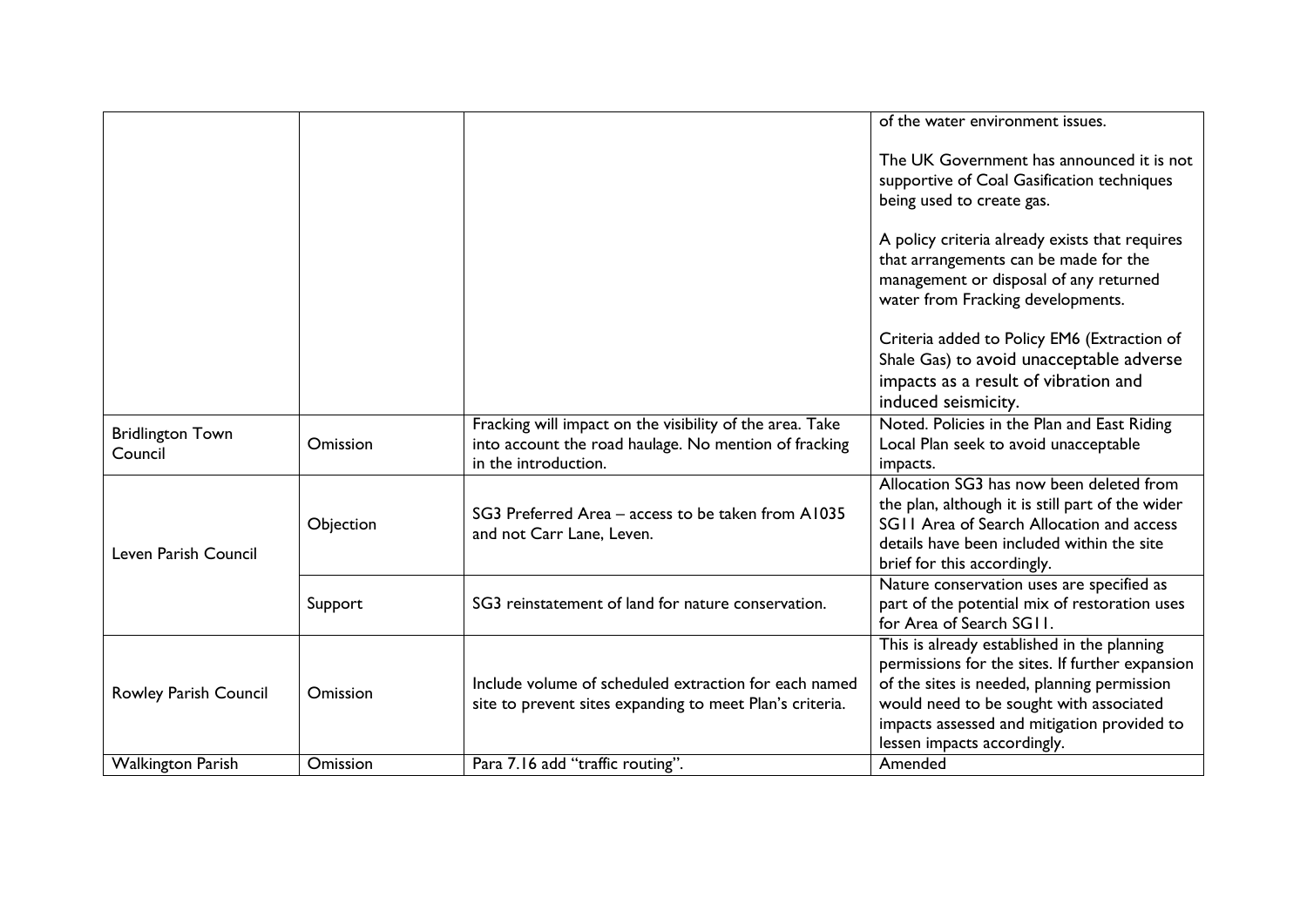| | | | |
|---|---|---|---|
| | | | of the water environment issues.<br><br>The UK Government has announced it is not supportive of Coal Gasification techniques being used to create gas.<br><br>A policy criteria already exists that requires that arrangements can be made for the management or disposal of any returned water from Fracking developments.<br><br>Criteria added to Policy EM6 (Extraction of Shale Gas) to avoid unacceptable adverse impacts as a result of vibration and induced seismicity. |
| Bridlington Town Council | Omission | Fracking will impact on the visibility of the area. Take into account the road haulage. No mention of fracking in the introduction. | Noted. Policies in the Plan and East Riding Local Plan seek to avoid unacceptable impacts. |
| Leven Parish Council | Objection | SG3 Preferred Area – access to be taken from A1035 and not Carr Lane, Leven. | Allocation SG3 has now been deleted from the plan, although it is still part of the wider SG11 Area of Search Allocation and access details have been included within the site brief for this accordingly. |
| | Support | SG3 reinstatement of land for nature conservation. | Nature conservation uses are specified as part of the potential mix of restoration uses for Area of Search SG11. |
| Rowley Parish Council | Omission | Include volume of scheduled extraction for each named site to prevent sites expanding to meet Plan's criteria. | This is already established in the planning permissions for the sites. If further expansion of the sites is needed, planning permission would need to be sought with associated impacts assessed and mitigation provided to lessen impacts accordingly. |
| Walkington Parish | Omission | Para 7.16 add "traffic routing". | Amended |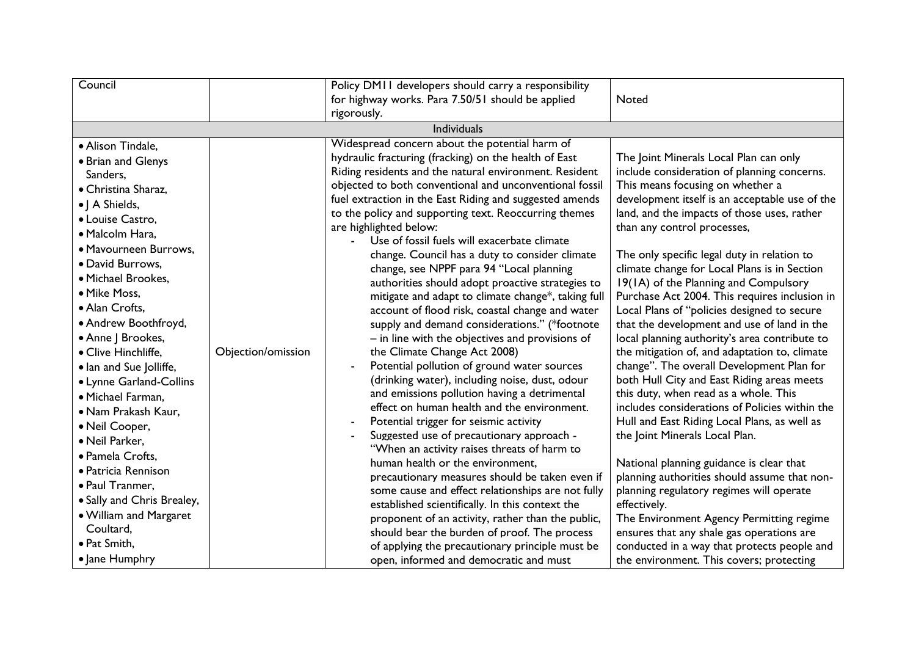| | | | |
|---|---|---|---|
| Council | | Policy DM11 developers should carry a responsibility for highway works. Para 7.50/51 should be applied rigorously. | Noted |
| **Individuals** | | | |
| • Alison Tindale,<br>• Brian and Glenys Sanders,<br>• Christina Sharaz,<br>• J A Shields,<br>• Louise Castro,<br>• Malcolm Hara,<br>• Mavourneen Burrows,<br>• David Burrows,<br>• Michael Brookes,<br>• Mike Moss,<br>• Alan Crofts,<br>• Andrew Boothfroyd,<br>• Anne J Brookes,<br>• Clive Hinchliffe,<br>• Ian and Sue Jolliffe,<br>• Lynne Garland-Collins<br>• Michael Farman,<br>• Nam Prakash Kaur,<br>• Neil Cooper,<br>• Neil Parker,<br>• Pamela Crofts,<br>• Patricia Rennison<br>• Paul Tranmer,<br>• Sally and Chris Brealey,<br>• William and Margaret Coultard,<br>• Pat Smith,<br>• Jane Humphry | Objection/omission | Widespread concern about the potential harm of hydraulic fracturing (fracking) on the health of East Riding residents and the natural environment. Resident objected to both conventional and unconventional fossil fuel extraction in the East Riding and suggested amends to the policy and supporting text. Reoccurring themes are highlighted below:<br>- Use of fossil fuels will exacerbate climate change. Council has a duty to consider climate change, see NPPF para 94 "Local planning authorities should adopt proactive strategies to mitigate and adapt to climate change*, taking full account of flood risk, coastal change and water supply and demand considerations." (*footnote – in line with the objectives and provisions of the Climate Change Act 2008)<br>- Potential pollution of ground water sources (drinking water), including noise, dust, odour and emissions pollution having a detrimental effect on human health and the environment.<br>- Potential trigger for seismic activity<br>- Suggested use of precautionary approach - "When an activity raises threats of harm to human health or the environment, precautionary measures should be taken even if some cause and effect relationships are not fully established scientifically. In this context the proponent of an activity, rather than the public, should bear the burden of proof. The process of applying the precautionary principle must be open, informed and democratic and must | The Joint Minerals Local Plan can only include consideration of planning concerns. This means focusing on whether a development itself is an acceptable use of the land, and the impacts of those uses, rather than any control processes,<br><br>The only specific legal duty in relation to climate change for Local Plans is in Section 19(1A) of the Planning and Compulsory Purchase Act 2004. This requires inclusion in Local Plans of "policies designed to secure that the development and use of land in the local planning authority's area contribute to the mitigation of, and adaptation to, climate change". The overall Development Plan for both Hull City and East Riding areas meets this duty, when read as a whole. This includes considerations of Policies within the Hull and East Riding Local Plans, as well as the Joint Minerals Local Plan.<br><br>National planning guidance is clear that planning authorities should assume that non-planning regulatory regimes will operate effectively.<br>The Environment Agency Permitting regime ensures that any shale gas operations are conducted in a way that protects people and the environment. This covers; protecting |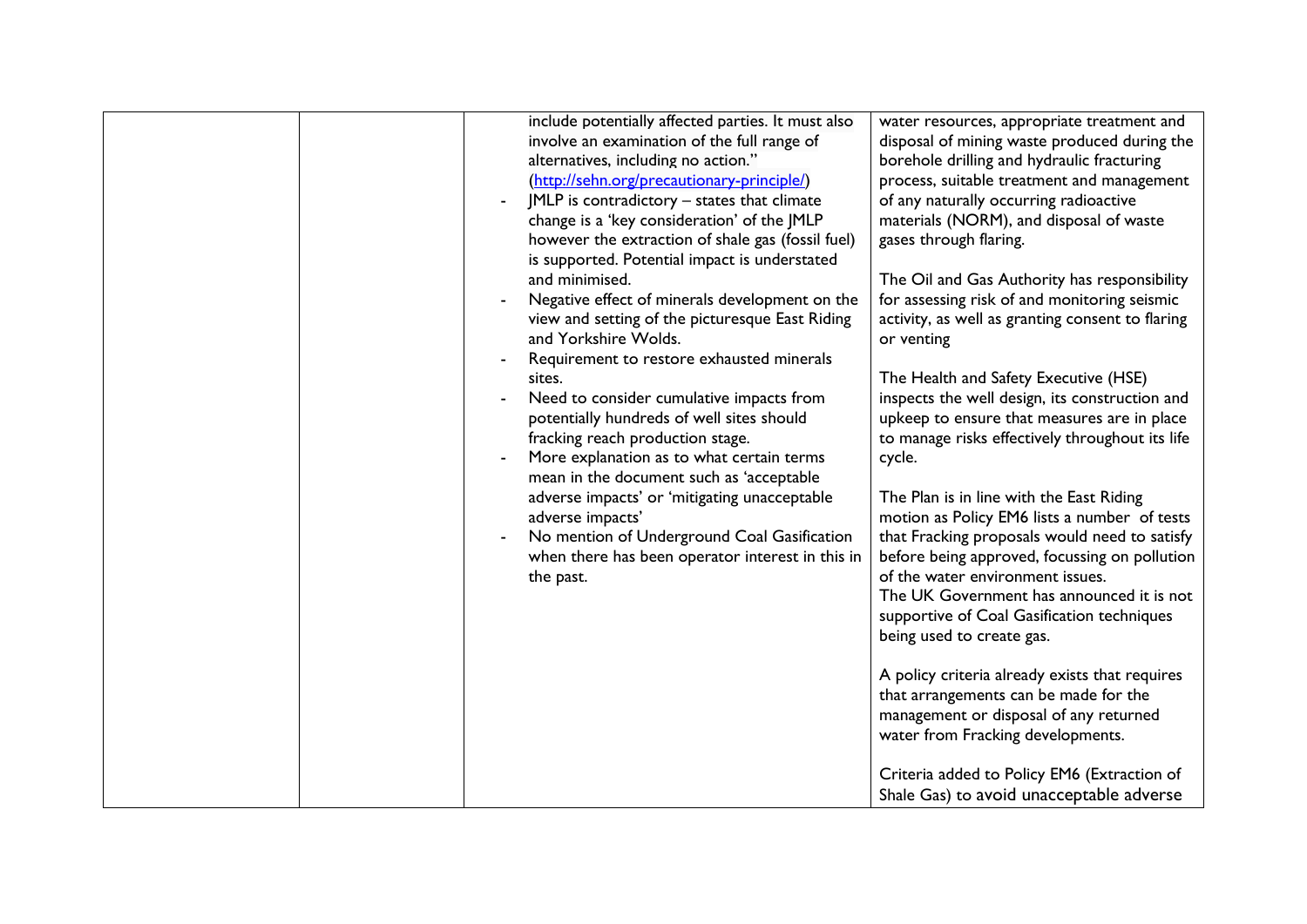| | | | |
|---|---|---|---|
| | | include potentially affected parties. It must also involve an examination of the full range of alternatives, including no action." ([http://sehn.org/precautionary-principle/](http://sehn.org/precautionary-principle/))<br>- JMLP is contradictory – states that climate change is a 'key consideration' of the JMLP however the extraction of shale gas (fossil fuel) is supported. Potential impact is understated and minimised.<br>- Negative effect of minerals development on the view and setting of the picturesque East Riding and Yorkshire Wolds.<br>- Requirement to restore exhausted minerals sites.<br>- Need to consider cumulative impacts from potentially hundreds of well sites should fracking reach production stage.<br>- More explanation as to what certain terms mean in the document such as 'acceptable adverse impacts' or 'mitigating unacceptable adverse impacts'<br>- No mention of Underground Coal Gasification when there has been operator interest in this in the past. | water resources, appropriate treatment and disposal of mining waste produced during the borehole drilling and hydraulic fracturing process, suitable treatment and management of any naturally occurring radioactive materials (NORM), and disposal of waste gases through flaring.<br><br>The Oil and Gas Authority has responsibility for assessing risk of and monitoring seismic activity, as well as granting consent to flaring or venting<br><br>The Health and Safety Executive (HSE) inspects the well design, its construction and upkeep to ensure that measures are in place to manage risks effectively throughout its life cycle.<br><br>The Plan is in line with the East Riding motion as Policy EM6 lists a number of tests that Fracking proposals would need to satisfy before being approved, focussing on pollution of the water environment issues.<br>The UK Government has announced it is not supportive of Coal Gasification techniques being used to create gas.<br><br>A policy criteria already exists that requires that arrangements can be made for the management or disposal of any returned water from Fracking developments.<br><br>Criteria added to Policy EM6 (Extraction of Shale Gas) to avoid unacceptable adverse |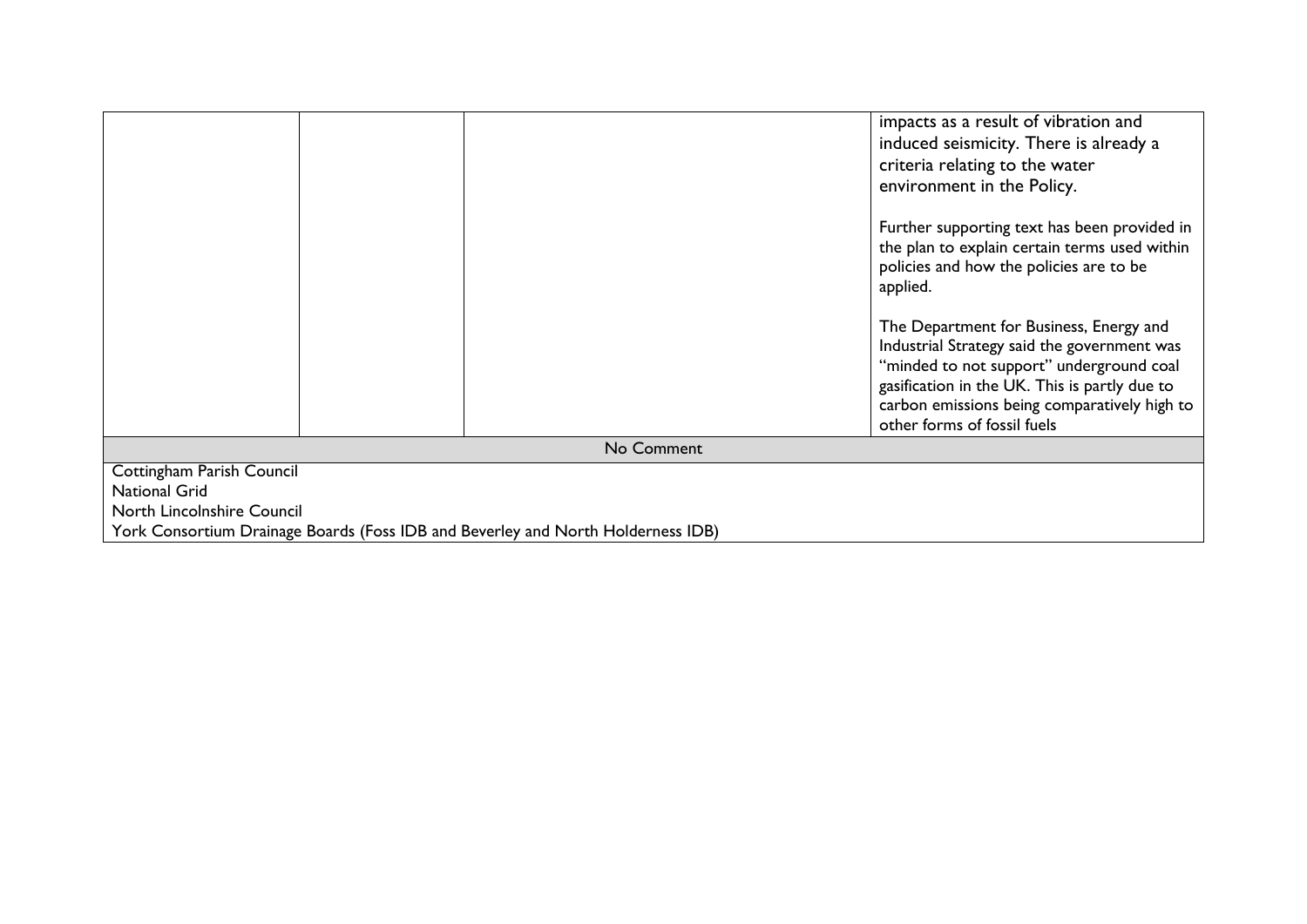| | | | |
|---|---|---|---|
| | | | impacts as a result of vibration and induced seismicity. There is already a criteria relating to the water environment in the Policy.<br><br>Further supporting text has been provided in the plan to explain certain terms used within policies and how the policies are to be applied.<br><br>The Department for Business, Energy and Industrial Strategy said the government was "minded to not support" underground coal gasification in the UK. This is partly due to carbon emissions being comparatively high to other forms of fossil fuels |
| No Comment | | | |
| Cottingham Parish Council<br>National Grid<br>North Lincolnshire Council<br>York Consortium Drainage Boards (Foss IDB and Beverley and North Holderness IDB) | | | |